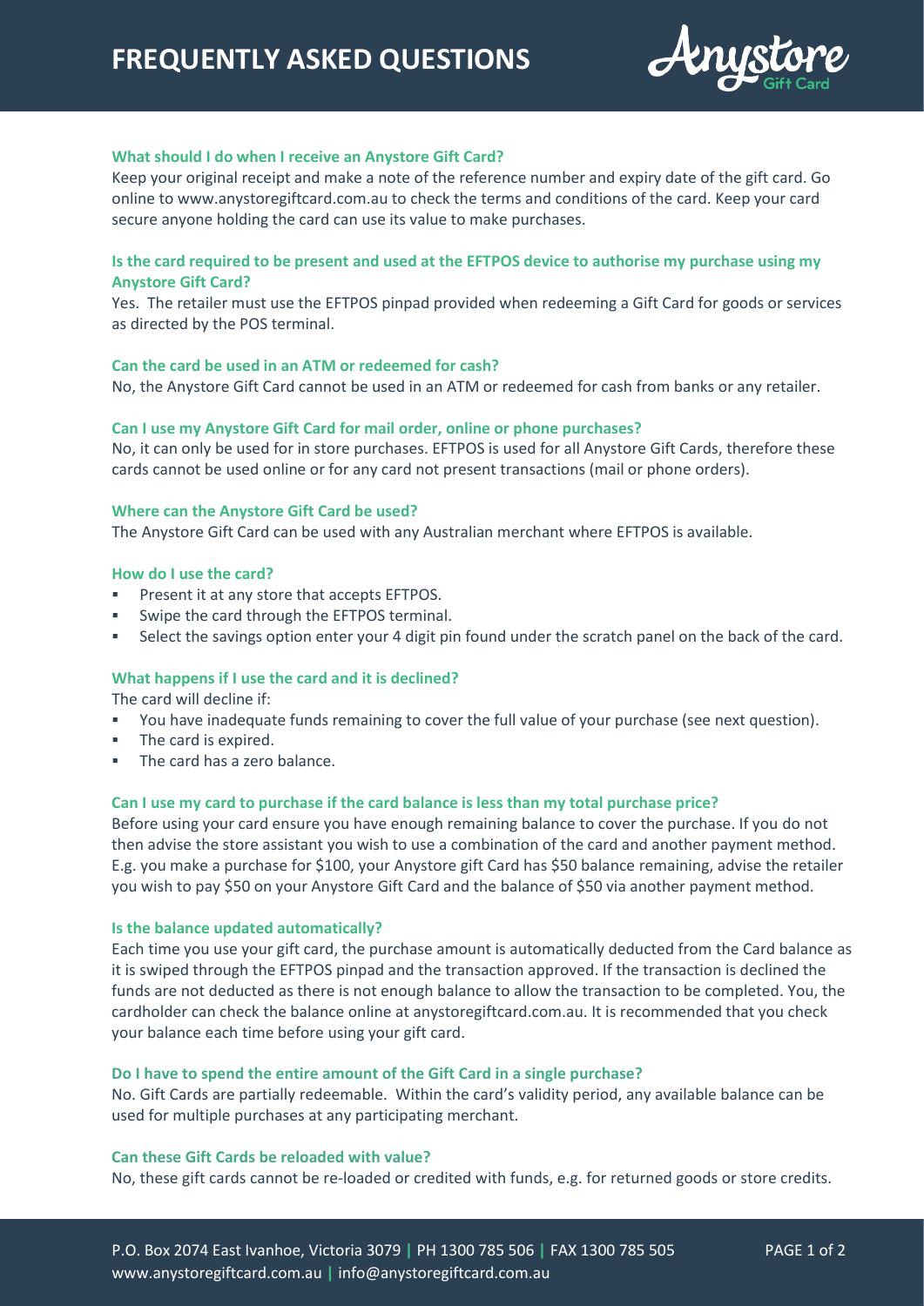# FREQUENTLY ASKED QUESTIONS

### What should I do when I receive an Anystore Gift Card?

Keep your original receipt and make a note of the reference number and expiry date of the gift card. Go online to www.anystoregiftcard.com.au to check the terms and conditions of the card. Keep your card secure anyone holding the card can use its value to make purchases.

### Is the card required to be present and used at the EFTPOS device to authorise my purchase using my Anystore Gift Card?

Yes. The retailer must use the EFTPOS pinpad provided when redeeming a Gift Card for goods or services as directed by the POS terminal.

### Can the card be used in an ATM or redeemed for cash?

No, the Anystore Gift Card cannot be used in an ATM or redeemed for cash from banks or any retailer.

### Can I use my Anystore Gift Card for mail order, online or phone purchases?

No, it can only be used for in store purchases. EFTPOS is used for all Anystore Gift Cards, therefore these cards cannot be used online or for any card not present transactions (mail or phone orders).

### Where can the Anystore Gift Card be used?

The Anystore Gift Card can be used with any Australian merchant where EFTPOS is available.

### How do I use the card?

- Present it at any store that accepts EFTPOS.
- Swipe the card through the EFTPOS terminal.
- Select the savings option enter your 4 digit pin found under the scratch panel on the back of the card.

### What happens if I use the card and it is declined?

The card will decline if:

- You have inadequate funds remaining to cover the full value of your purchase (see next question).
- The card is expired.
- The card has a zero balance.

### Can I use my card to purchase if the card balance is less than my total purchase price?

Before using your card ensure you have enough remaining balance to cover the purchase. If you do not then advise the store assistant you wish to use a combination of the card and another payment method. E.g. you make a purchase for $100, your Anystore gift Card has $50 balance remaining, advise the retailer you wish to pay $50 on your Anystore Gift Card and the balance of $50 via another payment method.

### Is the balance updated automatically?

Each time you use your gift card, the purchase amount is automatically deducted from the Card balance as it is swiped through the EFTPOS pinpad and the transaction approved. If the transaction is declined the funds are not deducted as there is not enough balance to allow the transaction to be completed. You, the cardholder can check the balance online at anystoregiftcard.com.au. It is recommended that you check your balance each time before using your gift card.

### Do I have to spend the entire amount of the Gift Card in a single purchase?

No. Gift Cards are partially redeemable. Within the card's validity period, any available balance can be used for multiple purchases at any participating merchant.

### Can these Gift Cards be reloaded with value?

No, these gift cards cannot be re-loaded or credited with funds, e.g. for returned goods or store credits.

P.O. Box 2074 East Ivanhoe, Victoria 3079 | PH 1300 785 506 | FAX 1300 785 505
www.anystoregiftcard.com.au | info@anystoregiftcard.com.au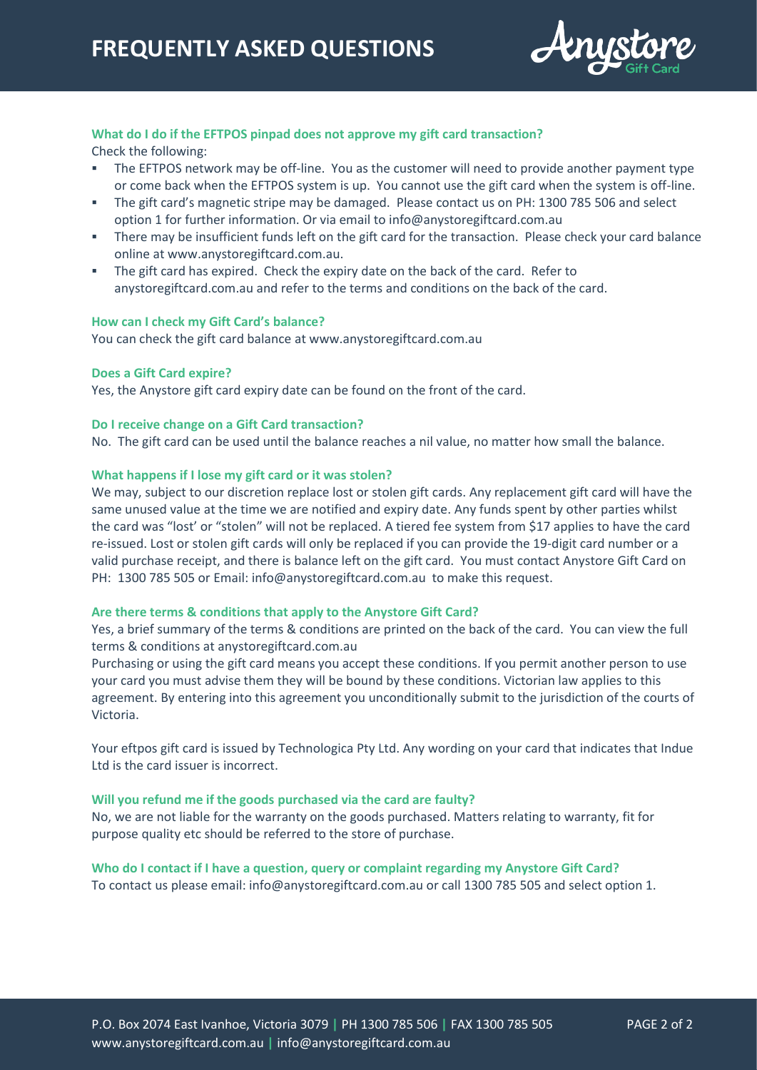# FREQUENTLY ASKED QUESTIONS

### What do I do if the EFTPOS pinpad does not approve my gift card transaction?

Check the following:

- The EFTPOS network may be off-line. You as the customer will need to provide another payment type or come back when the EFTPOS system is up. You cannot use the gift card when the system is off-line.
- The gift card's magnetic stripe may be damaged. Please contact us on PH: 1300 785 506 and select option 1 for further information. Or via email to info@anystoregiftcard.com.au
- There may be insufficient funds left on the gift card for the transaction. Please check your card balance online at www.anystoregiftcard.com.au.
- The gift card has expired. Check the expiry date on the back of the card. Refer to anystoregiftcard.com.au and refer to the terms and conditions on the back of the card.

### How can I check my Gift Card's balance?

You can check the gift card balance at www.anystoregiftcard.com.au

### Does a Gift Card expire?

Yes, the Anystore gift card expiry date can be found on the front of the card.

### Do I receive change on a Gift Card transaction?

No. The gift card can be used until the balance reaches a nil value, no matter how small the balance.

### What happens if I lose my gift card or it was stolen?

We may, subject to our discretion replace lost or stolen gift cards. Any replacement gift card will have the same unused value at the time we are notified and expiry date. Any funds spent by other parties whilst the card was "lost' or "stolen" will not be replaced. A tiered fee system from $17 applies to have the card re-issued. Lost or stolen gift cards will only be replaced if you can provide the 19-digit card number or a valid purchase receipt, and there is balance left on the gift card. You must contact Anystore Gift Card on PH: 1300 785 505 or Email: info@anystoregiftcard.com.au to make this request.

### Are there terms & conditions that apply to the Anystore Gift Card?

Yes, a brief summary of the terms & conditions are printed on the back of the card. You can view the full terms & conditions at anystoregiftcard.com.au

Purchasing or using the gift card means you accept these conditions. If you permit another person to use your card you must advise them they will be bound by these conditions. Victorian law applies to this agreement. By entering into this agreement you unconditionally submit to the jurisdiction of the courts of Victoria.

Your eftpos gift card is issued by Technologica Pty Ltd. Any wording on your card that indicates that Indue Ltd is the card issuer is incorrect.

### Will you refund me if the goods purchased via the card are faulty?

No, we are not liable for the warranty on the goods purchased. Matters relating to warranty, fit for purpose quality etc should be referred to the store of purchase.

### Who do I contact if I have a question, query or complaint regarding my Anystore Gift Card?

To contact us please email: info@anystoregiftcard.com.au or call 1300 785 505 and select option 1.

P.O. Box 2074 East Ivanhoe, Victoria 3079 | PH 1300 785 506 | FAX 1300 785 505
www.anystoregiftcard.com.au | info@anystoregiftcard.com.au